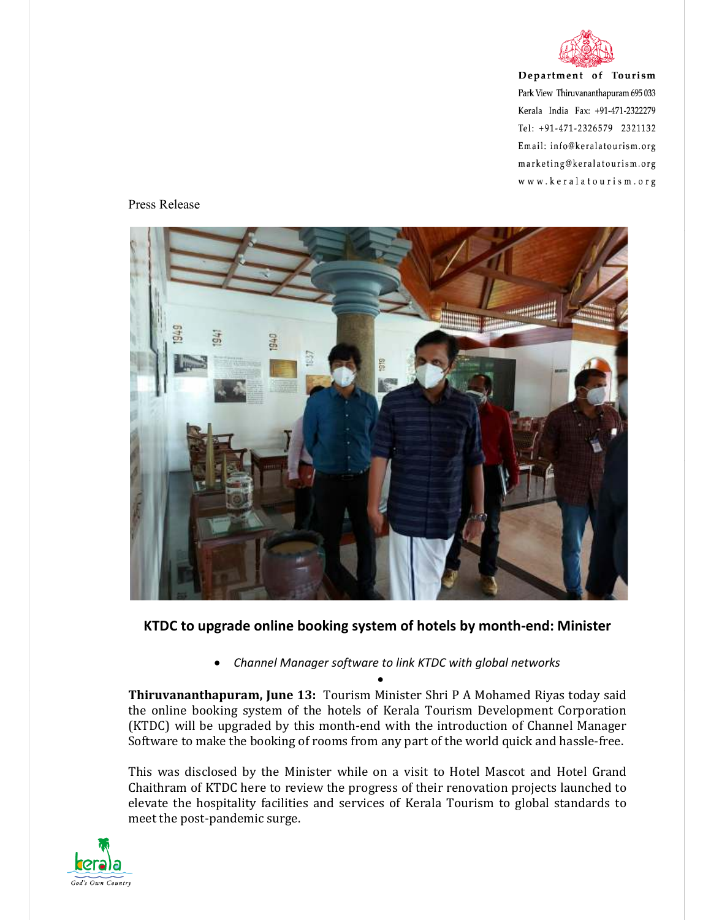Department of Tourism
Park View Thiruvananthapuram 695 033
Kerala India Fax: +91-471-2322279
Tel: +91-471-2326579 2321132
Email: info@keralatourism.org
marketing@keralatourism.org
www.keralatourism.org

Press Release

## KTDC to upgrade online booking system of hotels by month-end: Minister

- *Channel Manager software to link KTDC with global networks*

**Thiruvananthapuram, June 13:** Tourism Minister Shri P A Mohamed Riyas today said the online booking system of the hotels of Kerala Tourism Development Corporation (KTDC) will be upgraded by this month-end with the introduction of Channel Manager Software to make the booking of rooms from any part of the world quick and hassle-free.

This was disclosed by the Minister while on a visit to Hotel Mascot and Hotel Grand Chaithram of KTDC here to review the progress of their renovation projects launched to elevate the hospitality facilities and services of Kerala Tourism to global standards to meet the post-pandemic surge.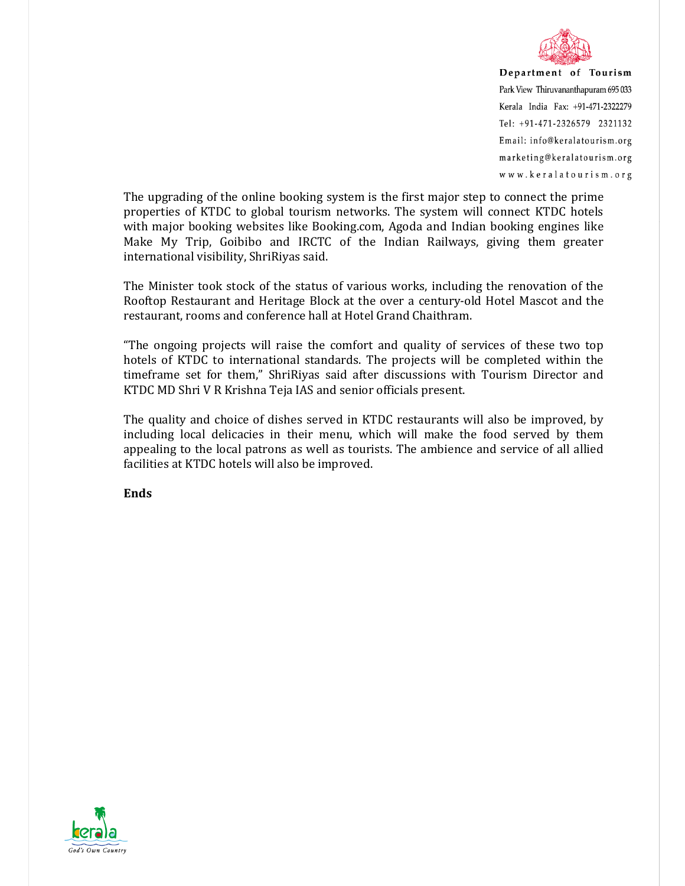Department of Tourism
Park View Thiruvananthapuram 695 033
Kerala India Fax: +91-471-2322279
Tel: +91-471-2326579 2321132
Email: info@keralatourism.org
marketing@keralatourism.org
www.keralatourism.org

The upgrading of the online booking system is the first major step to connect the prime properties of KTDC to global tourism networks. The system will connect KTDC hotels with major booking websites like Booking.com, Agoda and Indian booking engines like Make My Trip, Goibibo and IRCTC of the Indian Railways, giving them greater international visibility, ShriRiyas said.

The Minister took stock of the status of various works, including the renovation of the Rooftop Restaurant and Heritage Block at the over a century-old Hotel Mascot and the restaurant, rooms and conference hall at Hotel Grand Chaithram.

"The ongoing projects will raise the comfort and quality of services of these two top hotels of KTDC to international standards. The projects will be completed within the timeframe set for them," ShriRiyas said after discussions with Tourism Director and KTDC MD Shri V R Krishna Teja IAS and senior officials present.

The quality and choice of dishes served in KTDC restaurants will also be improved, by including local delicacies in their menu, which will make the food served by them appealing to the local patrons as well as tourists. The ambience and service of all allied facilities at KTDC hotels will also be improved.

**Ends**